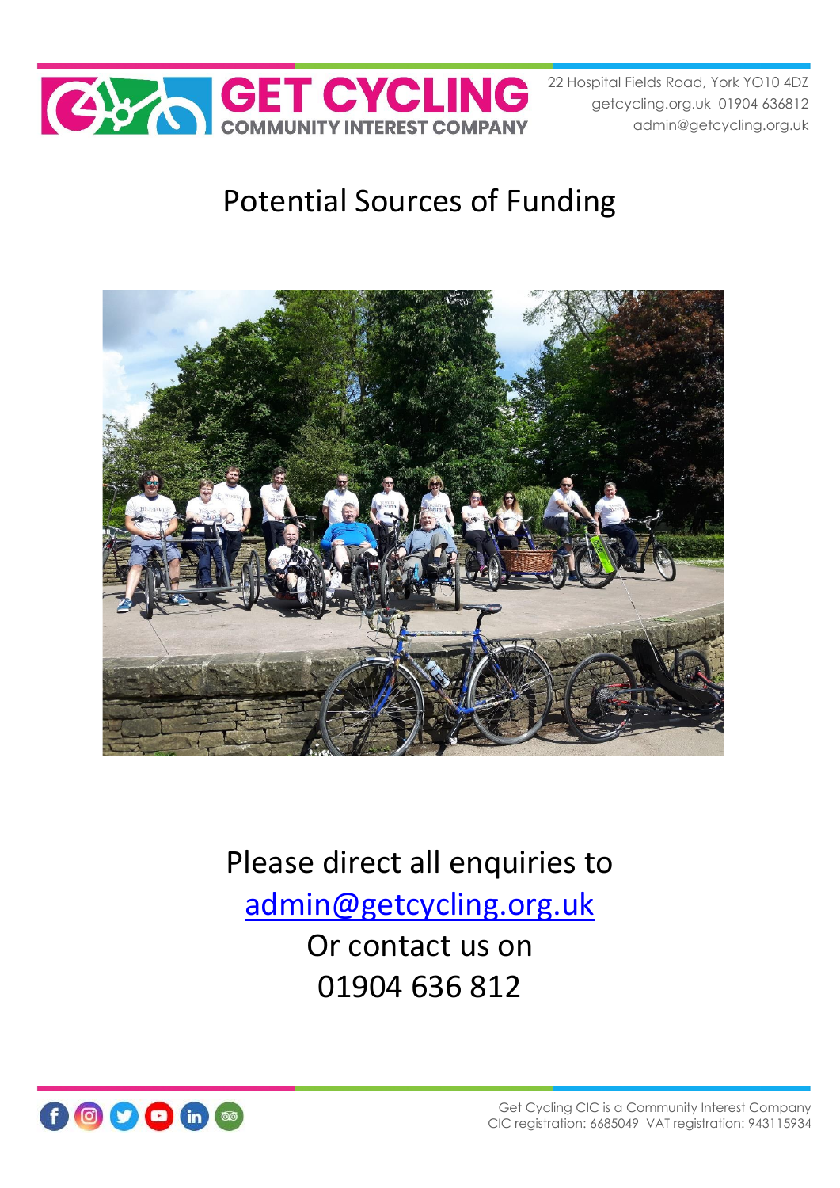GET CYCLING
COMMUNITY INTEREST COMPANY

22 Hospital Fields Road, York YO10 4DZ
getcycling.org.uk 01904 636812
admin@getcycling.org.uk

# Potential Sources of Funding

Please direct all enquiries to
admin@getcycling.org.uk
Or contact us on
01904 636 812

Get Cycling CIC is a Community Interest Company
CIC registration: 6685049 VAT registration: 943115934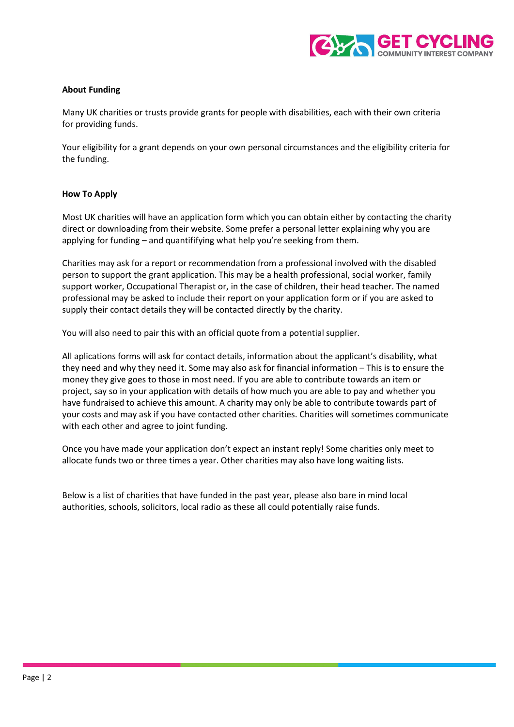**About Funding**

Many UK charities or trusts provide grants for people with disabilities, each with their own criteria for providing funds.

Your eligibility for a grant depends on your own personal circumstances and the eligibility criteria for the funding.

**How To Apply**

Most UK charities will have an application form which you can obtain either by contacting the charity direct or downloading from their website. Some prefer a personal letter explaining why you are applying for funding – and quantifying what help you're seeking from them.

Charities may ask for a report or recommendation from a professional involved with the disabled person to support the grant application. This may be a health professional, social worker, family support worker, Occupational Therapist or, in the case of children, their head teacher. The named professional may be asked to include their report on your application form or if you are asked to supply their contact details they will be contacted directly by the charity.

You will also need to pair this with an official quote from a potential supplier.

All aplications forms will ask for contact details, information about the applicant's disability, what they need and why they need it. Some may also ask for financial information – This is to ensure the money they give goes to those in most need. If you are able to contribute towards an item or project, say so in your application with details of how much you are able to pay and whether you have fundraised to achieve this amount. A charity may only be able to contribute towards part of your costs and may ask if you have contacted other charities. Charities will sometimes communicate with each other and agree to joint funding.

Once you have made your application don't expect an instant reply! Some charities only meet to allocate funds two or three times a year. Other charities may also have long waiting lists.

Below is a list of charities that have funded in the past year, please also bare in mind local authorities, schools, solicitors, local radio as these all could potentially raise funds.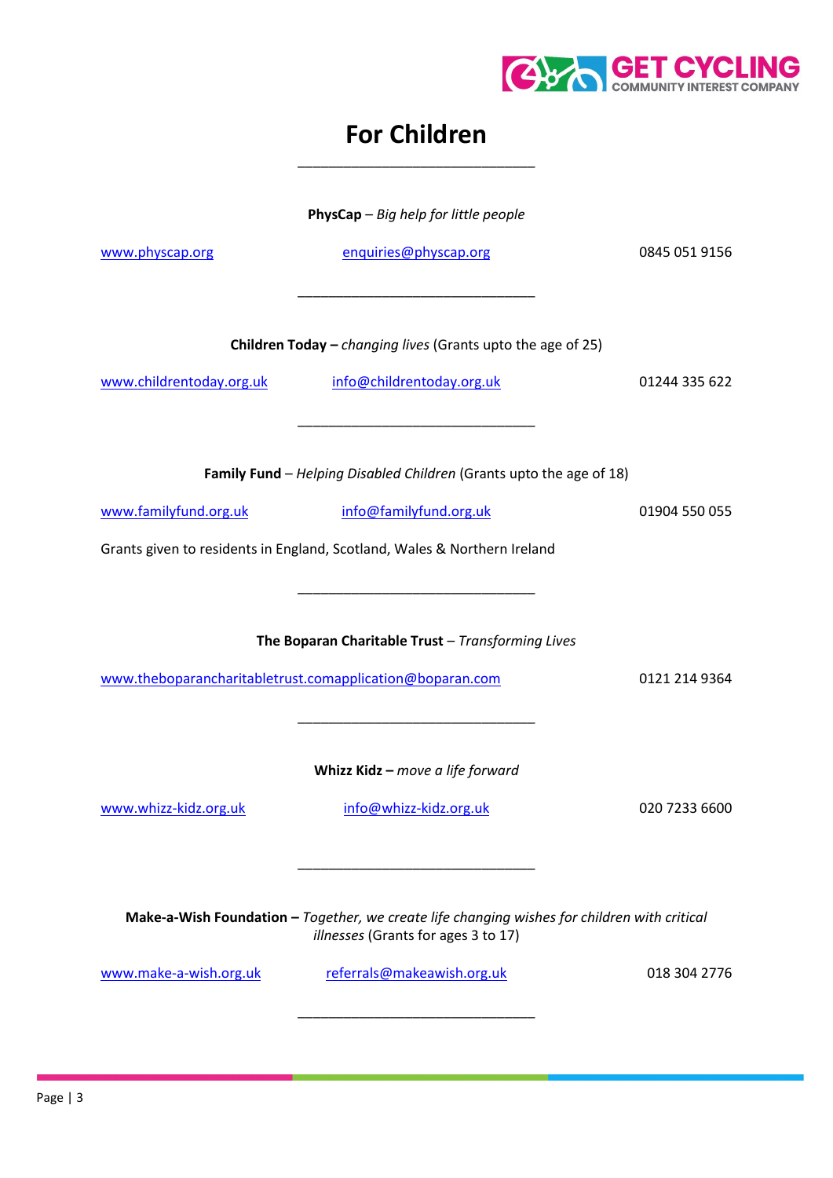# For Children

---

**PhysCap** – *Big help for little people*

www.physcap.org　　enquiries@physcap.org　　0845 051 9156

---

**Children Today –** *changing lives* (Grants upto the age of 25)

www.childrentoday.org.uk　　info@childrentoday.org.uk　　01244 335 622

---

**Family Fund** – *Helping Disabled Children* (Grants upto the age of 18)

www.familyfund.org.uk　　info@familyfund.org.uk　　01904 550 055

Grants given to residents in England, Scotland, Wales & Northern Ireland

---

**The Boparan Charitable Trust** – *Transforming Lives*

www.theboparancharitabletrust.comapplication@boparan.com　　0121 214 9364

---

**Whizz Kidz –** *move a life forward*

www.whizz-kidz.org.uk　　info@whizz-kidz.org.uk　　020 7233 6600

---

**Make-a-Wish Foundation –** *Together, we create life changing wishes for children with critical illnesses* (Grants for ages 3 to 17)

www.make-a-wish.org.uk　　referrals@makeawish.org.uk　　018 304 2776

---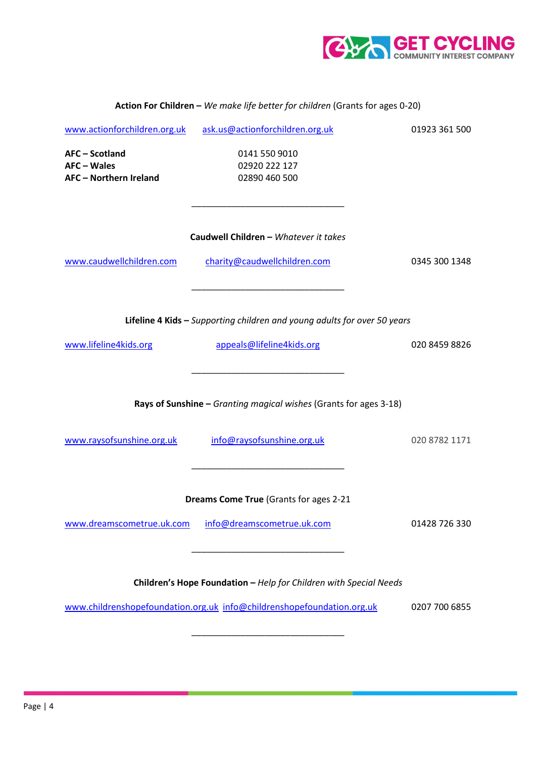**Action For Children –** *We make life better for children* (Grants for ages 0-20)

www.actionforchildren.org.uk ask.us@actionforchildren.org.uk 01923 361 500

**AFC – Scotland** 0141 550 9010
**AFC – Wales** 02920 222 127
**AFC – Northern Ireland** 02890 460 500

---

**Caudwell Children –** *Whatever it takes*

www.caudwellchildren.com charity@caudwellchildren.com 0345 300 1348

---

**Lifeline 4 Kids –** *Supporting children and young adults for over 50 years*

www.lifeline4kids.org appeals@lifeline4kids.org 020 8459 8826

---

**Rays of Sunshine –** *Granting magical wishes* (Grants for ages 3-18)

www.raysofsunshine.org.uk info@raysofsunshine.org.uk 020 8782 1171

---

**Dreams Come True** (Grants for ages 2-21

www.dreamscometrue.uk.com info@dreamscometrue.uk.com 01428 726 330

---

**Children's Hope Foundation –** *Help for Children with Special Needs*

www.childrenshopefoundation.org.uk info@childrenshopefoundation.org.uk 0207 700 6855

---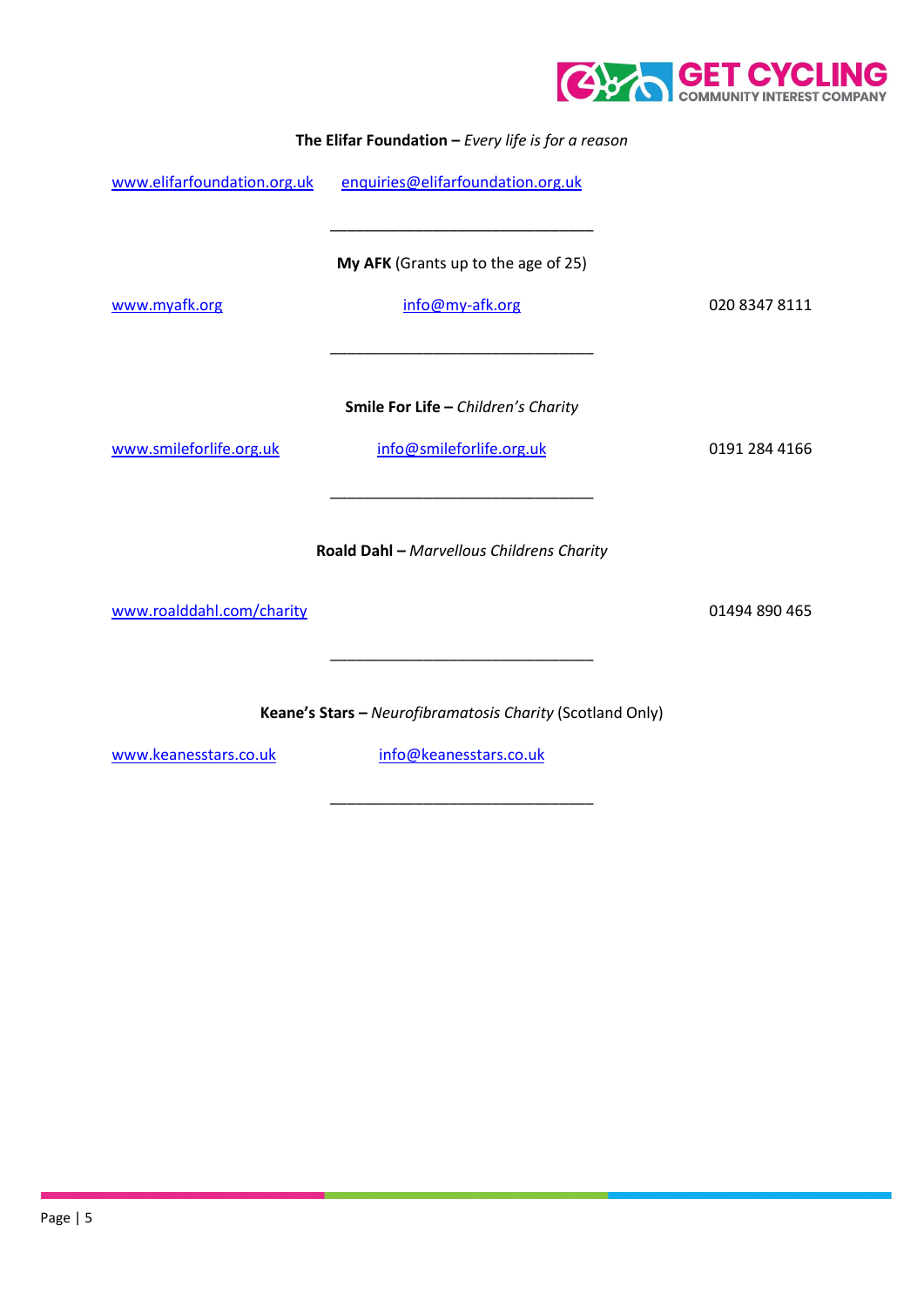**The Elifar Foundation –** *Every life is for a reason*

www.elifarfoundation.org.uk enquiries@elifarfoundation.org.uk

---

**My AFK** (Grants up to the age of 25)

www.myafk.org info@my-afk.org 020 8347 8111

---

**Smile For Life –** *Children's Charity*

www.smileforlife.org.uk info@smileforlife.org.uk 0191 284 4166

---

**Roald Dahl –** *Marvellous Childrens Charity*

www.roalddahl.com/charity 01494 890 465

---

**Keane's Stars –** *Neurofibramatosis Charity* (Scotland Only)

www.keanesstars.co.uk info@keanesstars.co.uk

---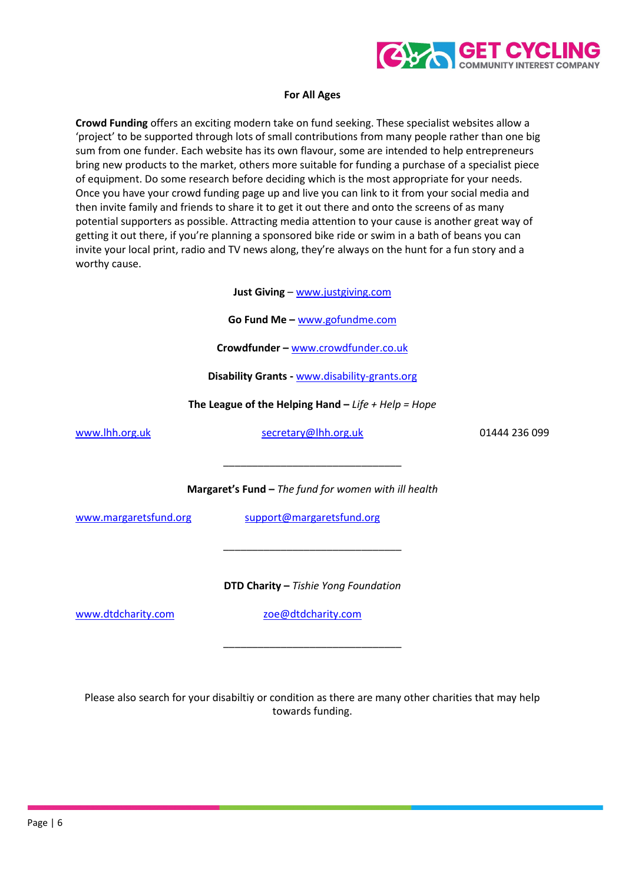**For All Ages**

**Crowd Funding** offers an exciting modern take on fund seeking. These specialist websites allow a 'project' to be supported through lots of small contributions from many people rather than one big sum from one funder. Each website has its own flavour, some are intended to help entrepreneurs bring new products to the market, others more suitable for funding a purchase of a specialist piece of equipment. Do some research before deciding which is the most appropriate for your needs. Once you have your crowd funding page up and live you can link to it from your social media and then invite family and friends to share it to get it out there and onto the screens of as many potential supporters as possible. Attracting media attention to your cause is another great way of getting it out there, if you're planning a sponsored bike ride or swim in a bath of beans you can invite your local print, radio and TV news along, they're always on the hunt for a fun story and a worthy cause.

**Just Giving** – www.justgiving.com

**Go Fund Me –** www.gofundme.com

**Crowdfunder –** www.crowdfunder.co.uk

**Disability Grants -** www.disability-grants.org

**The League of the Helping Hand –** *Life + Help = Hope*

www.lhh.org.uk secretary@lhh.org.uk 01444 236 099

________________________________

**Margaret's Fund –** *The fund for women with ill health*

www.margaretsfund.org support@margaretsfund.org

________________________________

**DTD Charity –** *Tishie Yong Foundation*

www.dtdcharity.com zoe@dtdcharity.com

________________________________

Please also search for your disabiltiy or condition as there are many other charities that may help towards funding.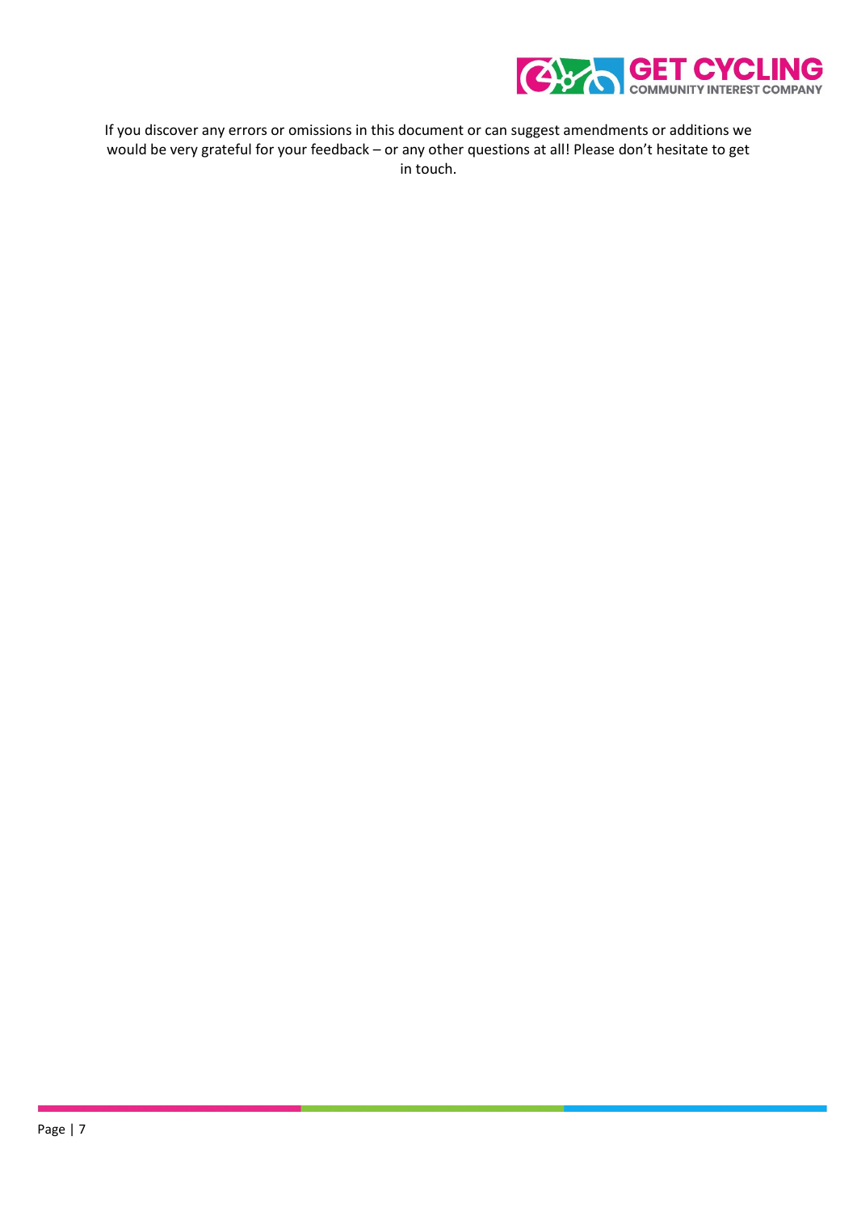If you discover any errors or omissions in this document or can suggest amendments or additions we would be very grateful for your feedback – or any other questions at all! Please don't hesitate to get in touch.